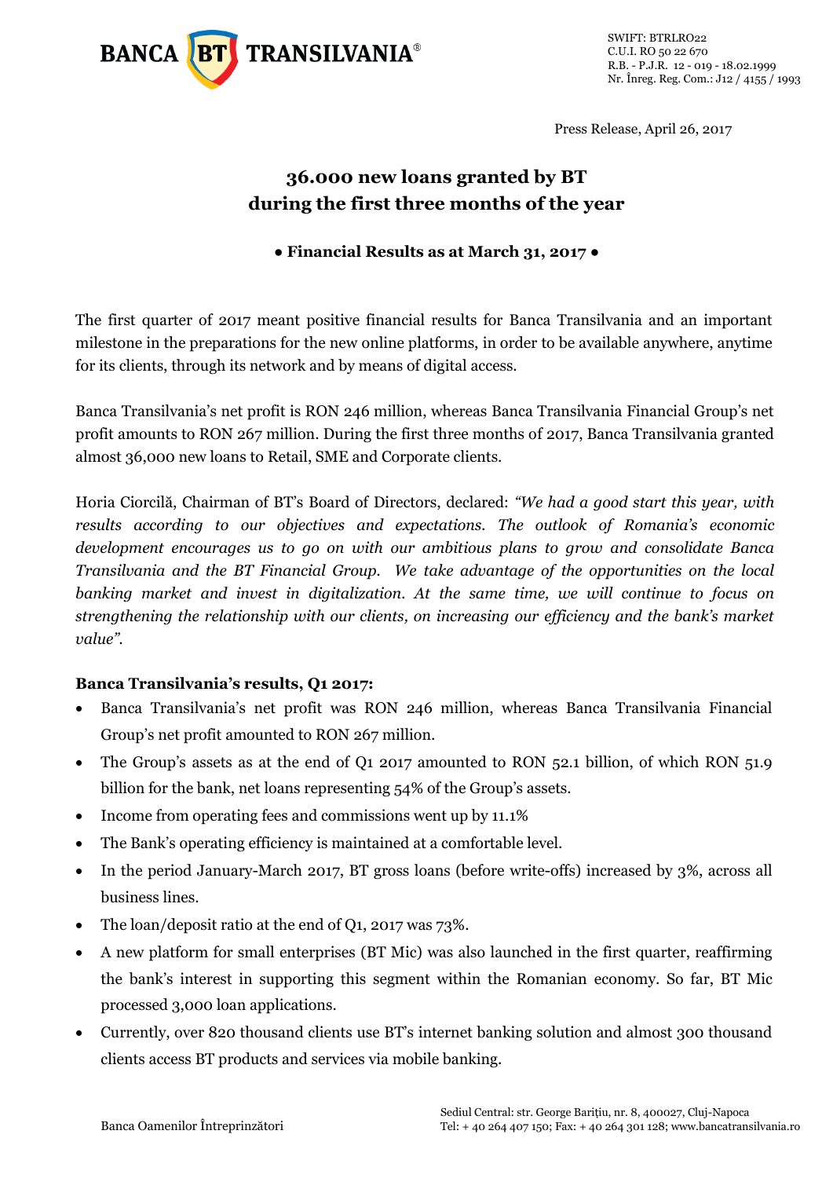Press Release, April 26, 2017

# 36.000 new loans granted by BT during the first three months of the year

**● Financial Results as at March 31, 2017 ●**

The first quarter of 2017 meant positive financial results for Banca Transilvania and an important milestone in the preparations for the new online platforms, in order to be available anywhere, anytime for its clients, through its network and by means of digital access.

Banca Transilvania's net profit is RON 246 million, whereas Banca Transilvania Financial Group's net profit amounts to RON 267 million. During the first three months of 2017, Banca Transilvania granted almost 36,000 new loans to Retail, SME and Corporate clients.

Horia Ciorcilă, Chairman of BT's Board of Directors, declared: *"We had a good start this year, with results according to our objectives and expectations. The outlook of Romania's economic development encourages us to go on with our ambitious plans to grow and consolidate Banca Transilvania and the BT Financial Group. We take advantage of the opportunities on the local banking market and invest in digitalization. At the same time, we will continue to focus on strengthening the relationship with our clients, on increasing our efficiency and the bank's market value".*

**Banca Transilvania's results, Q1 2017:**

- Banca Transilvania's net profit was RON 246 million, whereas Banca Transilvania Financial Group's net profit amounted to RON 267 million.
- The Group's assets as at the end of Q1 2017 amounted to RON 52.1 billion, of which RON 51.9 billion for the bank, net loans representing 54% of the Group's assets.
- Income from operating fees and commissions went up by 11.1%
- The Bank's operating efficiency is maintained at a comfortable level.
- In the period January-March 2017, BT gross loans (before write-offs) increased by 3%, across all business lines.
- The loan/deposit ratio at the end of Q1, 2017 was 73%.
- A new platform for small enterprises (BT Mic) was also launched in the first quarter, reaffirming the bank's interest in supporting this segment within the Romanian economy. So far, BT Mic processed 3,000 loan applications.
- Currently, over 820 thousand clients use BT's internet banking solution and almost 300 thousand clients access BT products and services via mobile banking.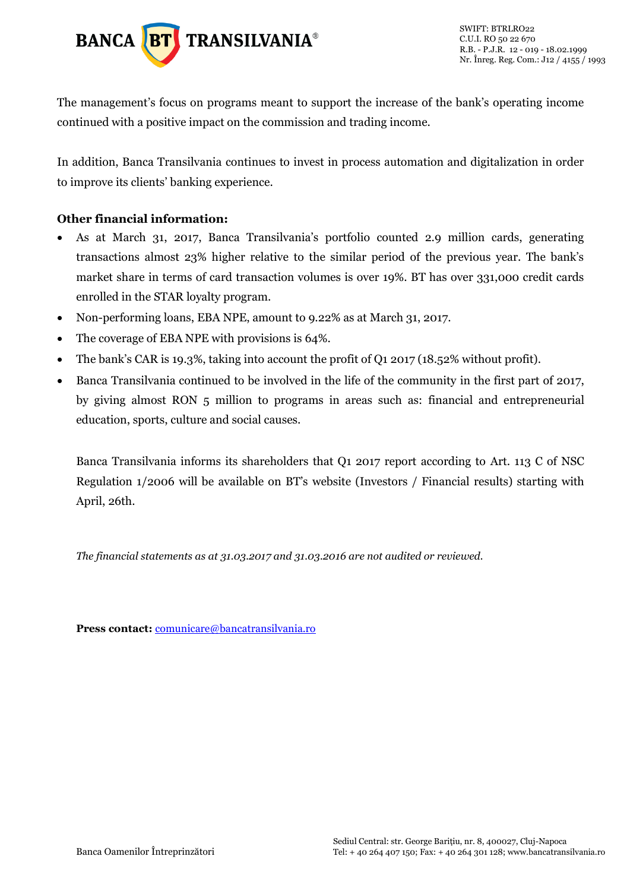The management's focus on programs meant to support the increase of the bank's operating income continued with a positive impact on the commission and trading income.

In addition, Banca Transilvania continues to invest in process automation and digitalization in order to improve its clients' banking experience.

**Other financial information:**

- As at March 31, 2017, Banca Transilvania's portfolio counted 2.9 million cards, generating transactions almost 23% higher relative to the similar period of the previous year. The bank's market share in terms of card transaction volumes is over 19%. BT has over 331,000 credit cards enrolled in the STAR loyalty program.
- Non-performing loans, EBA NPE, amount to 9.22% as at March 31, 2017.
- The coverage of EBA NPE with provisions is 64%.
- The bank's CAR is 19.3%, taking into account the profit of Q1 2017 (18.52% without profit).
- Banca Transilvania continued to be involved in the life of the community in the first part of 2017, by giving almost RON 5 million to programs in areas such as: financial and entrepreneurial education, sports, culture and social causes.

Banca Transilvania informs its shareholders that Q1 2017 report according to Art. 113 C of NSC Regulation 1/2006 will be available on BT's website (Investors / Financial results) starting with April, 26th.

*The financial statements as at 31.03.2017 and 31.03.2016 are not audited or reviewed.*

**Press contact:** comunicare@bancatransilvania.ro